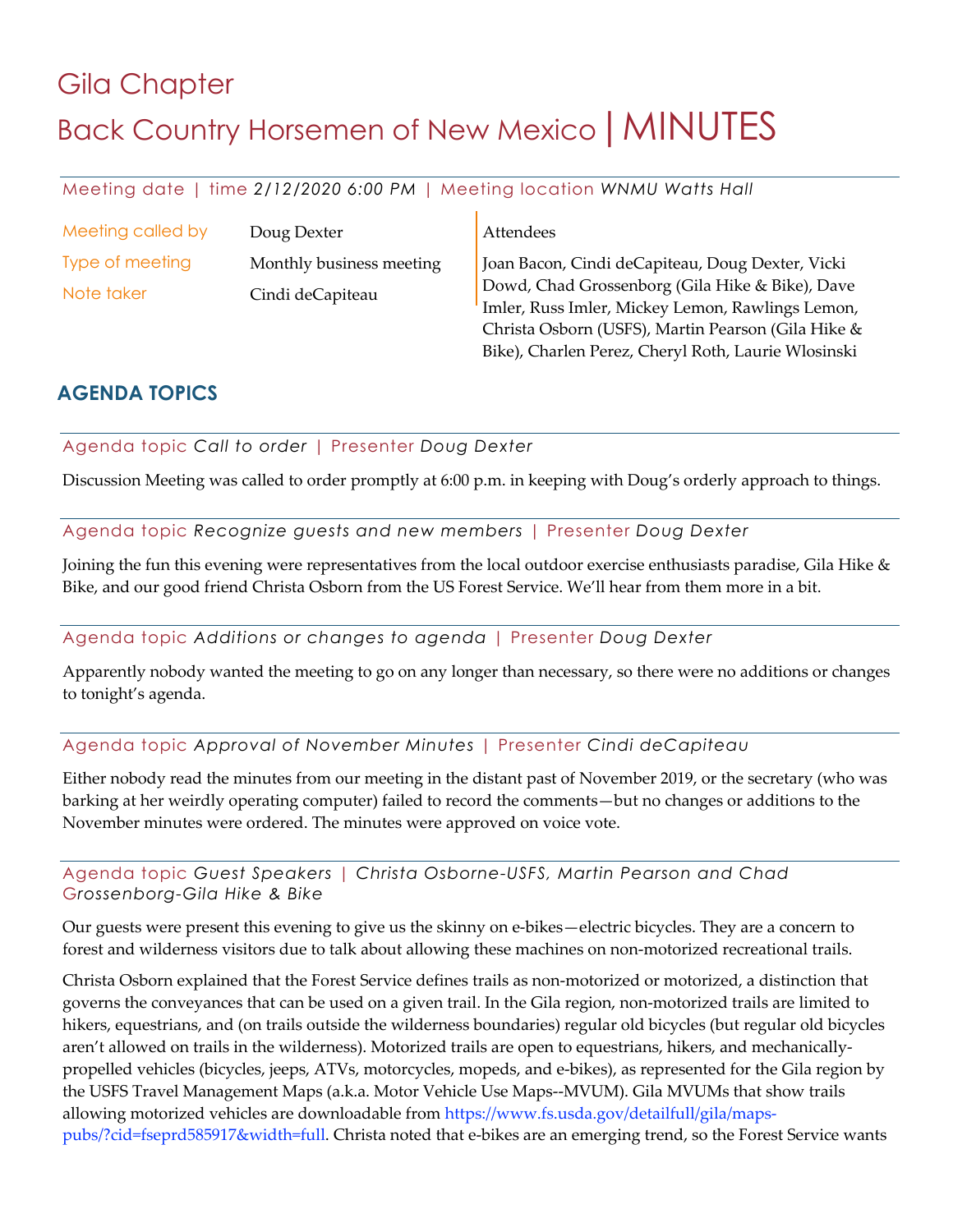# Gila Chapter

# Back Country Horsemen of New Mexico | MINUTES

Meeting date | time *2/12/2020 6:00 PM* | Meeting location *WNMU Watts Hall*

| | | |
|---|---|---|
| Meeting called by | Doug Dexter | **Attendees** |
| Type of meeting | Monthly business meeting | Joan Bacon, Cindi deCapiteau, Doug Dexter, Vicki Dowd, Chad Grossenborg (Gila Hike & Bike), Dave Imler, Russ Imler, Mickey Lemon, Rawlings Lemon, Christa Osborn (USFS), Martin Pearson (Gila Hike & Bike), Charlen Perez, Cheryl Roth, Laurie Wlosinski |
| Note taker | Cindi deCapiteau | |

## AGENDA TOPICS

Agenda topic *Call to order* | Presenter *Doug Dexter*

Discussion Meeting was called to order promptly at 6:00 p.m. in keeping with Doug's orderly approach to things.

Agenda topic *Recognize guests and new members* | Presenter *Doug Dexter*

Joining the fun this evening were representatives from the local outdoor exercise enthusiasts paradise, Gila Hike & Bike, and our good friend Christa Osborn from the US Forest Service. We'll hear from them more in a bit.

Agenda topic *Additions or changes to agenda* | Presenter *Doug Dexter*

Apparently nobody wanted the meeting to go on any longer than necessary, so there were no additions or changes to tonight's agenda.

Agenda topic *Approval of November Minutes* | Presenter *Cindi deCapiteau*

Either nobody read the minutes from our meeting in the distant past of November 2019, or the secretary (who was barking at her weirdly operating computer) failed to record the comments—but no changes or additions to the November minutes were ordered. The minutes were approved on voice vote.

Agenda topic *Guest Speakers* | *Christa Osborne-USFS, Martin Pearson and Chad Grossenborg-Gila Hike & Bike*

Our guests were present this evening to give us the skinny on e-bikes—electric bicycles. They are a concern to forest and wilderness visitors due to talk about allowing these machines on non-motorized recreational trails.

Christa Osborn explained that the Forest Service defines trails as non-motorized or motorized, a distinction that governs the conveyances that can be used on a given trail. In the Gila region, non-motorized trails are limited to hikers, equestrians, and (on trails outside the wilderness boundaries) regular old bicycles (but regular old bicycles aren't allowed on trails in the wilderness). Motorized trails are open to equestrians, hikers, and mechanically-propelled vehicles (bicycles, jeeps, ATVs, motorcycles, mopeds, and e-bikes), as represented for the Gila region by the USFS Travel Management Maps (a.k.a. Motor Vehicle Use Maps--MVUM). Gila MVUMs that show trails allowing motorized vehicles are downloadable from https://www.fs.usda.gov/detailfull/gila/maps-pubs/?cid=fseprd585917&width=full. Christa noted that e-bikes are an emerging trend, so the Forest Service wants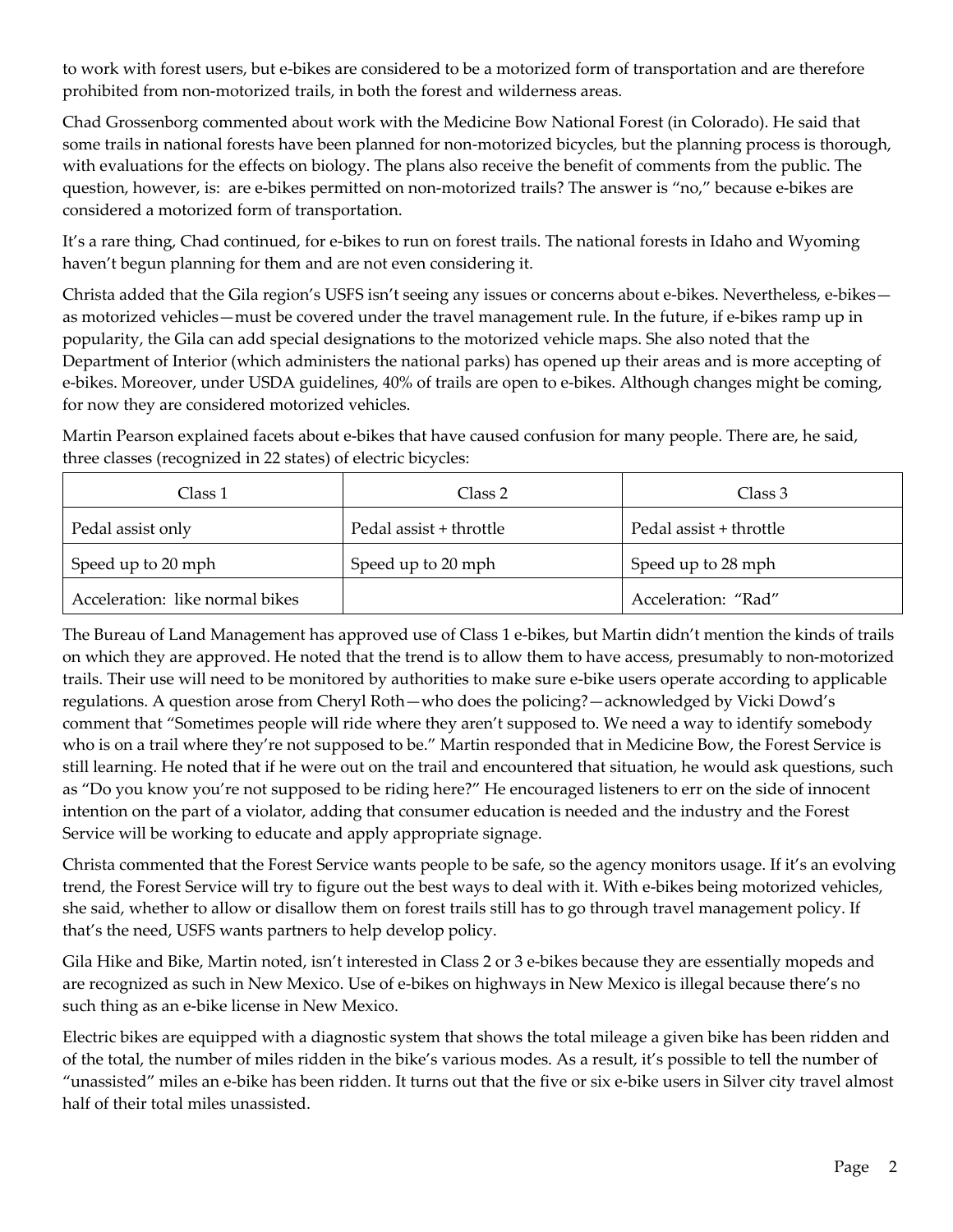to work with forest users, but e-bikes are considered to be a motorized form of transportation and are therefore prohibited from non-motorized trails, in both the forest and wilderness areas.

Chad Grossenborg commented about work with the Medicine Bow National Forest (in Colorado). He said that some trails in national forests have been planned for non-motorized bicycles, but the planning process is thorough, with evaluations for the effects on biology. The plans also receive the benefit of comments from the public. The question, however, is: are e-bikes permitted on non-motorized trails? The answer is "no," because e-bikes are considered a motorized form of transportation.

It's a rare thing, Chad continued, for e-bikes to run on forest trails. The national forests in Idaho and Wyoming haven't begun planning for them and are not even considering it.

Christa added that the Gila region's USFS isn't seeing any issues or concerns about e-bikes. Nevertheless, e-bikes—as motorized vehicles—must be covered under the travel management rule. In the future, if e-bikes ramp up in popularity, the Gila can add special designations to the motorized vehicle maps. She also noted that the Department of Interior (which administers the national parks) has opened up their areas and is more accepting of e-bikes. Moreover, under USDA guidelines, 40% of trails are open to e-bikes. Although changes might be coming, for now they are considered motorized vehicles.

Martin Pearson explained facets about e-bikes that have caused confusion for many people. There are, he said, three classes (recognized in 22 states) of electric bicycles:

| Class 1 | Class 2 | Class 3 |
|---|---|---|
| Pedal assist only | Pedal assist + throttle | Pedal assist + throttle |
| Speed up to 20 mph | Speed up to 20 mph | Speed up to 28 mph |
| Acceleration: like normal bikes | | Acceleration: "Rad" |

The Bureau of Land Management has approved use of Class 1 e-bikes, but Martin didn't mention the kinds of trails on which they are approved. He noted that the trend is to allow them to have access, presumably to non-motorized trails. Their use will need to be monitored by authorities to make sure e-bike users operate according to applicable regulations. A question arose from Cheryl Roth—who does the policing?—acknowledged by Vicki Dowd's comment that "Sometimes people will ride where they aren't supposed to. We need a way to identify somebody who is on a trail where they're not supposed to be." Martin responded that in Medicine Bow, the Forest Service is still learning. He noted that if he were out on the trail and encountered that situation, he would ask questions, such as "Do you know you're not supposed to be riding here?" He encouraged listeners to err on the side of innocent intention on the part of a violator, adding that consumer education is needed and the industry and the Forest Service will be working to educate and apply appropriate signage.

Christa commented that the Forest Service wants people to be safe, so the agency monitors usage. If it's an evolving trend, the Forest Service will try to figure out the best ways to deal with it. With e-bikes being motorized vehicles, she said, whether to allow or disallow them on forest trails still has to go through travel management policy. If that's the need, USFS wants partners to help develop policy.

Gila Hike and Bike, Martin noted, isn't interested in Class 2 or 3 e-bikes because they are essentially mopeds and are recognized as such in New Mexico. Use of e-bikes on highways in New Mexico is illegal because there's no such thing as an e-bike license in New Mexico.

Electric bikes are equipped with a diagnostic system that shows the total mileage a given bike has been ridden and of the total, the number of miles ridden in the bike's various modes. As a result, it's possible to tell the number of "unassisted" miles an e-bike has been ridden. It turns out that the five or six e-bike users in Silver city travel almost half of their total miles unassisted.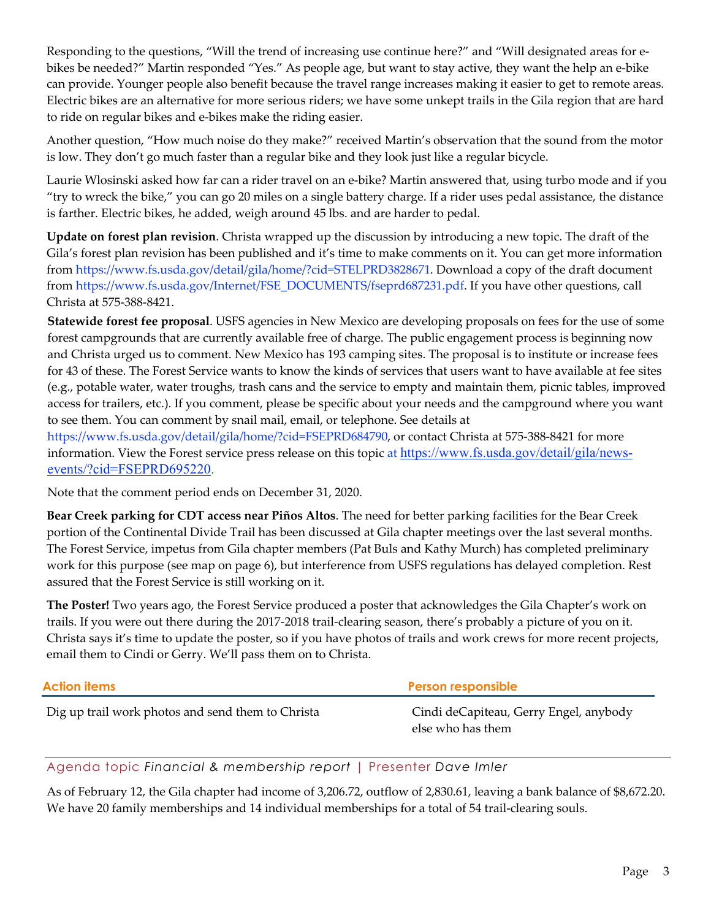Responding to the questions, "Will the trend of increasing use continue here?" and "Will designated areas for e-bikes be needed?" Martin responded "Yes." As people age, but want to stay active, they want the help an e-bike can provide. Younger people also benefit because the travel range increases making it easier to get to remote areas. Electric bikes are an alternative for more serious riders; we have some unkept trails in the Gila region that are hard to ride on regular bikes and e-bikes make the riding easier.

Another question, "How much noise do they make?" received Martin's observation that the sound from the motor is low. They don't go much faster than a regular bike and they look just like a regular bicycle.

Laurie Wlosinski asked how far can a rider travel on an e-bike? Martin answered that, using turbo mode and if you "try to wreck the bike," you can go 20 miles on a single battery charge. If a rider uses pedal assistance, the distance is farther. Electric bikes, he added, weigh around 45 lbs. and are harder to pedal.

**Update on forest plan revision**. Christa wrapped up the discussion by introducing a new topic. The draft of the Gila's forest plan revision has been published and it's time to make comments on it. You can get more information from https://www.fs.usda.gov/detail/gila/home/?cid=STELPRD3828671. Download a copy of the draft document from https://www.fs.usda.gov/Internet/FSE_DOCUMENTS/fseprd687231.pdf. If you have other questions, call Christa at 575-388-8421.

**Statewide forest fee proposal**. USFS agencies in New Mexico are developing proposals on fees for the use of some forest campgrounds that are currently available free of charge. The public engagement process is beginning now and Christa urged us to comment. New Mexico has 193 camping sites. The proposal is to institute or increase fees for 43 of these. The Forest Service wants to know the kinds of services that users want to have available at fee sites (e.g., potable water, water troughs, trash cans and the service to empty and maintain them, picnic tables, improved access for trailers, etc.). If you comment, please be specific about your needs and the campground where you want to see them. You can comment by snail mail, email, or telephone. See details at https://www.fs.usda.gov/detail/gila/home/?cid=FSEPRD684790, or contact Christa at 575-388-8421 for more information. View the Forest service press release on this topic at https://www.fs.usda.gov/detail/gila/news-events/?cid=FSEPRD695220.

Note that the comment period ends on December 31, 2020.

**Bear Creek parking for CDT access near Piños Altos**. The need for better parking facilities for the Bear Creek portion of the Continental Divide Trail has been discussed at Gila chapter meetings over the last several months. The Forest Service, impetus from Gila chapter members (Pat Buls and Kathy Murch) has completed preliminary work for this purpose (see map on page 6), but interference from USFS regulations has delayed completion. Rest assured that the Forest Service is still working on it.

**The Poster!** Two years ago, the Forest Service produced a poster that acknowledges the Gila Chapter's work on trails. If you were out there during the 2017-2018 trail-clearing season, there's probably a picture of you on it. Christa says it's time to update the poster, so if you have photos of trails and work crews for more recent projects, email them to Cindi or Gerry. We'll pass them on to Christa.

| Action items | Person responsible |
| --- | --- |
| Dig up trail work photos and send them to Christa | Cindi deCapiteau, Gerry Engel, anybody else who has them |

Agenda topic *Financial & membership report* | Presenter *Dave Imler*

As of February 12, the Gila chapter had income of 3,206.72, outflow of 2,830.61, leaving a bank balance of $8,672.20. We have 20 family memberships and 14 individual memberships for a total of 54 trail-clearing souls.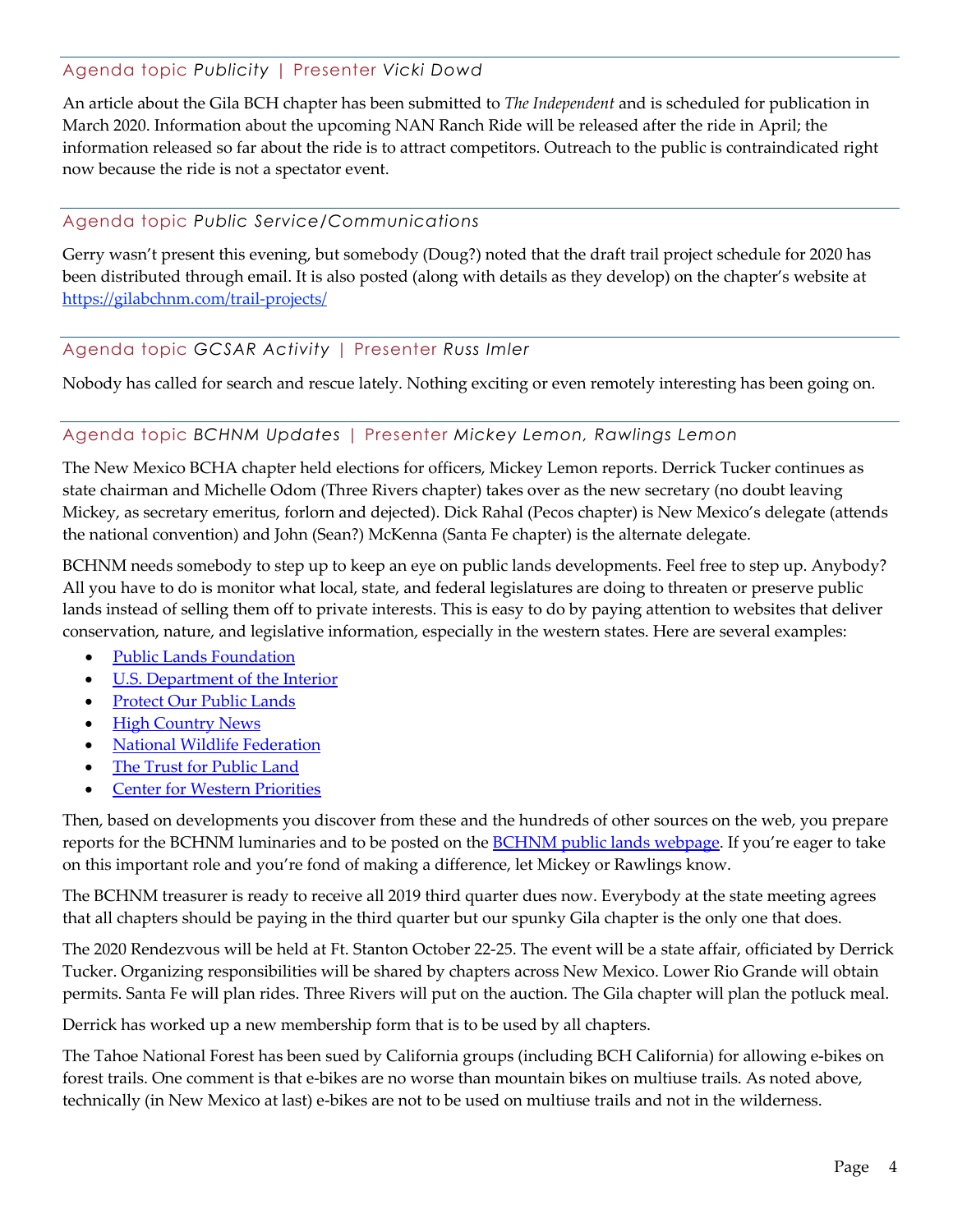## Agenda topic *Publicity* | Presenter *Vicki Dowd*

An article about the Gila BCH chapter has been submitted to *The Independent* and is scheduled for publication in March 2020. Information about the upcoming NAN Ranch Ride will be released after the ride in April; the information released so far about the ride is to attract competitors. Outreach to the public is contraindicated right now because the ride is not a spectator event.

## Agenda topic *Public Service/Communications*

Gerry wasn't present this evening, but somebody (Doug?) noted that the draft trail project schedule for 2020 has been distributed through email. It is also posted (along with details as they develop) on the chapter's website at [https://gilabchnm.com/trail-projects/](https://gilabchnm.com/trail-projects/)

## Agenda topic *GCSAR Activity* | Presenter *Russ Imler*

Nobody has called for search and rescue lately. Nothing exciting or even remotely interesting has been going on.

## Agenda topic *BCHNM Updates* | Presenter *Mickey Lemon, Rawlings Lemon*

The New Mexico BCHA chapter held elections for officers, Mickey Lemon reports. Derrick Tucker continues as state chairman and Michelle Odom (Three Rivers chapter) takes over as the new secretary (no doubt leaving Mickey, as secretary emeritus, forlorn and dejected). Dick Rahal (Pecos chapter) is New Mexico's delegate (attends the national convention) and John (Sean?) McKenna (Santa Fe chapter) is the alternate delegate.

BCHNM needs somebody to step up to keep an eye on public lands developments. Feel free to step up. Anybody? All you have to do is monitor what local, state, and federal legislatures are doing to threaten or preserve public lands instead of selling them off to private interests. This is easy to do by paying attention to websites that deliver conservation, nature, and legislative information, especially in the western states. Here are several examples:

- Public Lands Foundation
- U.S. Department of the Interior
- Protect Our Public Lands
- High Country News
- National Wildlife Federation
- The Trust for Public Land
- Center for Western Priorities

Then, based on developments you discover from these and the hundreds of other sources on the web, you prepare reports for the BCHNM luminaries and to be posted on the BCHNM public lands webpage. If you're eager to take on this important role and you're fond of making a difference, let Mickey or Rawlings know.

The BCHNM treasurer is ready to receive all 2019 third quarter dues now. Everybody at the state meeting agrees that all chapters should be paying in the third quarter but our spunky Gila chapter is the only one that does.

The 2020 Rendezvous will be held at Ft. Stanton October 22-25. The event will be a state affair, officiated by Derrick Tucker. Organizing responsibilities will be shared by chapters across New Mexico. Lower Rio Grande will obtain permits. Santa Fe will plan rides. Three Rivers will put on the auction. The Gila chapter will plan the potluck meal.

Derrick has worked up a new membership form that is to be used by all chapters.

The Tahoe National Forest has been sued by California groups (including BCH California) for allowing e-bikes on forest trails. One comment is that e-bikes are no worse than mountain bikes on multiuse trails. As noted above, technically (in New Mexico at last) e-bikes are not to be used on multiuse trails and not in the wilderness.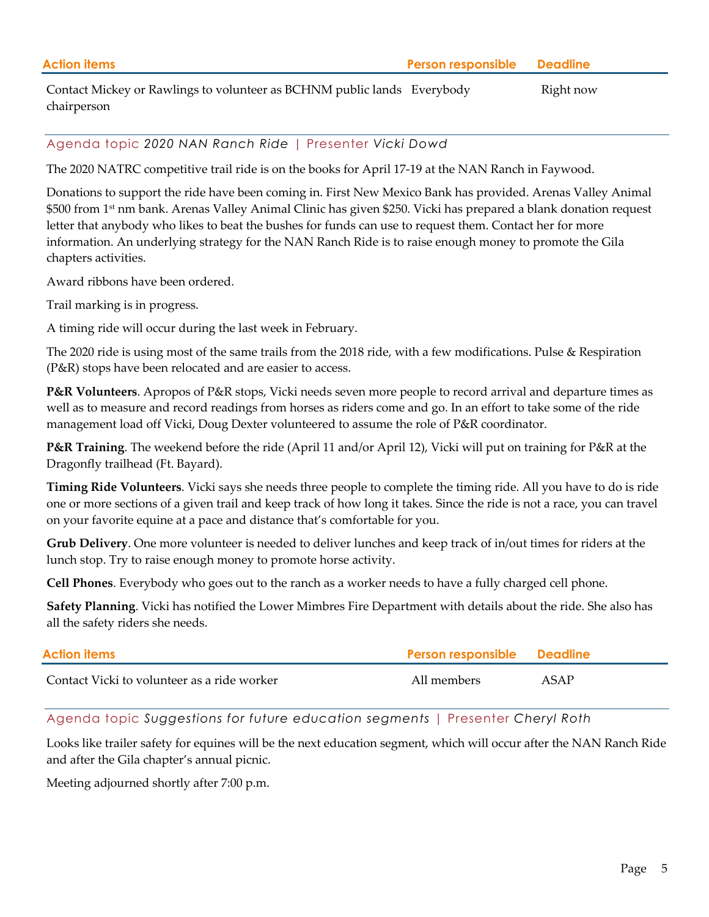| Action items | Person responsible | Deadline |
|---|---|---|
| Contact Mickey or Rawlings to volunteer as BCHNM public lands chairperson | Everybody | Right now |

Agenda topic *2020 NAN Ranch Ride* | Presenter *Vicki Dowd*

The 2020 NATRC competitive trail ride is on the books for April 17-19 at the NAN Ranch in Faywood.

Donations to support the ride have been coming in. First New Mexico Bank has provided. Arenas Valley Animal $500 from 1st nm bank. Arenas Valley Animal Clinic has given $250. Vicki has prepared a blank donation request letter that anybody who likes to beat the bushes for funds can use to request them. Contact her for more information. An underlying strategy for the NAN Ranch Ride is to raise enough money to promote the Gila chapters activities.

Award ribbons have been ordered.

Trail marking is in progress.

A timing ride will occur during the last week in February.

The 2020 ride is using most of the same trails from the 2018 ride, with a few modifications. Pulse & Respiration (P&R) stops have been relocated and are easier to access.

**P&R Volunteers**. Apropos of P&R stops, Vicki needs seven more people to record arrival and departure times as well as to measure and record readings from horses as riders come and go. In an effort to take some of the ride management load off Vicki, Doug Dexter volunteered to assume the role of P&R coordinator.

**P&R Training**. The weekend before the ride (April 11 and/or April 12), Vicki will put on training for P&R at the Dragonfly trailhead (Ft. Bayard).

**Timing Ride Volunteers**. Vicki says she needs three people to complete the timing ride. All you have to do is ride one or more sections of a given trail and keep track of how long it takes. Since the ride is not a race, you can travel on your favorite equine at a pace and distance that's comfortable for you.

**Grub Delivery**. One more volunteer is needed to deliver lunches and keep track of in/out times for riders at the lunch stop. Try to raise enough money to promote horse activity.

**Cell Phones**. Everybody who goes out to the ranch as a worker needs to have a fully charged cell phone.

**Safety Planning**. Vicki has notified the Lower Mimbres Fire Department with details about the ride. She also has all the safety riders she needs.

| Action items | Person responsible | Deadline |
|---|---|---|
| Contact Vicki to volunteer as a ride worker | All members | ASAP |

Agenda topic *Suggestions for future education segments* | Presenter *Cheryl Roth*

Looks like trailer safety for equines will be the next education segment, which will occur after the NAN Ranch Ride and after the Gila chapter's annual picnic.

Meeting adjourned shortly after 7:00 p.m.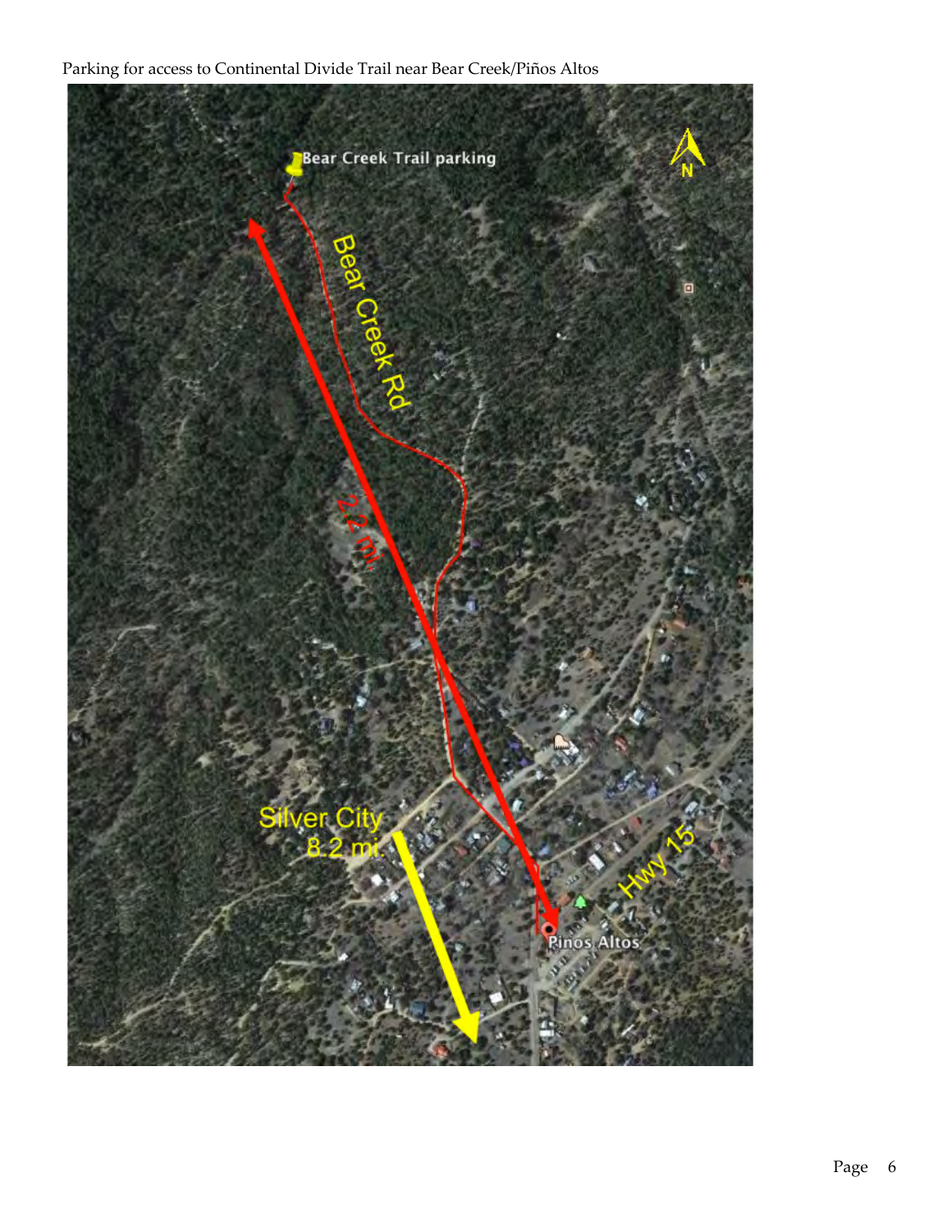Parking for access to Continental Divide Trail near Bear Creek/Piños Altos

Bear Creek Trail parking

N

Bear Creek Rd

2.2 mi.

Silver City
8.2 mi.

Hwy 15

Pinos Altos